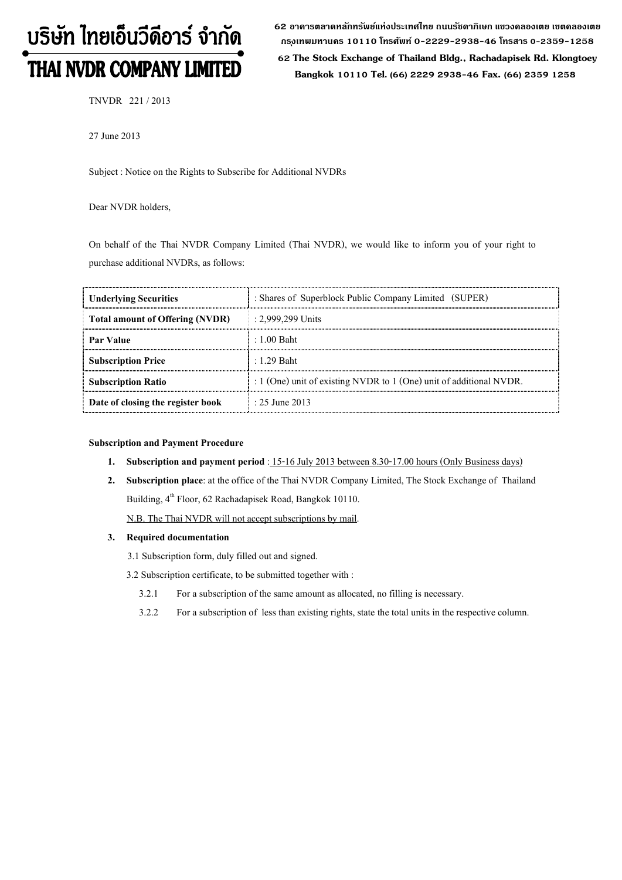# บริษัท ไทยเอ็นวีดีอาร์ จำกัด
# THAI NVDR COMPANY LIMITED

62 อาคารตลาดหลักทรัพย์แห่งประเทศไทย ถนนรัชดาภิเษก แขวงคลองเตย เขตคลองเตย กรุงเทพมหานคร 10110 โทรศัพท์ 0-2229-2938-46 โทรสาร 0-2359-1258

62 The Stock Exchange of Thailand Bldg., Rachadapisek Rd. Klongtoey Bangkok 10110 Tel. (66) 2229 2938-46 Fax. (66) 2359 1258

TNVDR 221 / 2013

27 June 2013

Subject : Notice on the Rights to Subscribe for Additional NVDRs

Dear NVDR holders,

On behalf of the Thai NVDR Company Limited (Thai NVDR), we would like to inform you of your right to purchase additional NVDRs, as follows:

| **Underlying Securities** | : Shares of Superblock Public Company Limited (SUPER) |
|---|---|
| **Total amount of Offering (NVDR)** | : 2,999,299 Units |
| **Par Value** | : 1.00 Baht |
| **Subscription Price** | : 1.29 Baht |
| **Subscription Ratio** | : 1 (One) unit of existing NVDR to 1 (One) unit of additional NVDR. |
| **Date of closing the register book** | : 25 June 2013 |

**Subscription and Payment Procedure**

1. **Subscription and payment period** : 15-16 July 2013 between 8.30-17.00 hours (Only Business days)
2. **Subscription place**: at the office of the Thai NVDR Company Limited, The Stock Exchange of Thailand Building, 4th Floor, 62 Rachadapisek Road, Bangkok 10110.

   N.B. The Thai NVDR will not accept subscriptions by mail.
3. **Required documentation**

   3.1 Subscription form, duly filled out and signed.

   3.2 Subscription certificate, to be submitted together with :

   3.2.1 For a subscription of the same amount as allocated, no filling is necessary.

   3.2.2 For a subscription of less than existing rights, state the total units in the respective column.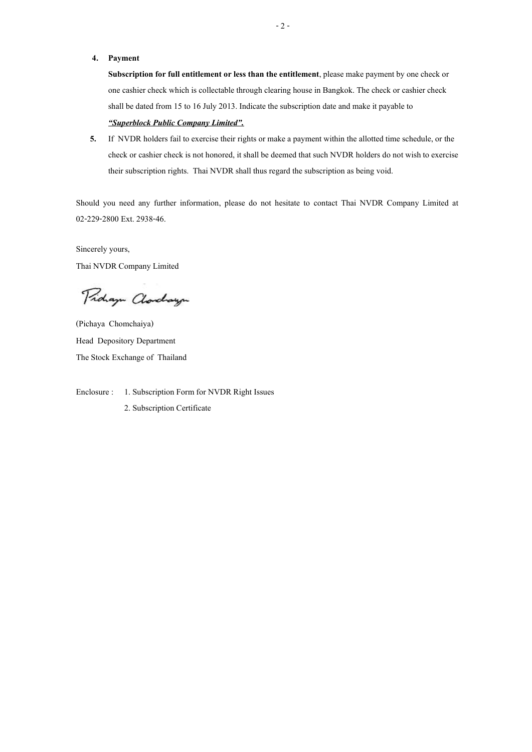4. **Payment**

   **Subscription for full entitlement or less than the entitlement**, please make payment by one check or one cashier check which is collectable through clearing house in Bangkok. The check or cashier check shall be dated from 15 to 16 July 2013. Indicate the subscription date and make it payable to ***<u>"Superblock Public Company Limited".</u>***

5. If NVDR holders fail to exercise their rights or make a payment within the allotted time schedule, or the check or cashier check is not honored, it shall be deemed that such NVDR holders do not wish to exercise their subscription rights. Thai NVDR shall thus regard the subscription as being void.

Should you need any further information, please do not hesitate to contact Thai NVDR Company Limited at 02-229-2800 Ext. 2938-46.

Sincerely yours,

Thai NVDR Company Limited

(Pichaya Chomchaiya)

Head Depository Department

The Stock Exchange of Thailand

Enclosure : 1. Subscription Form for NVDR Right Issues

2. Subscription Certificate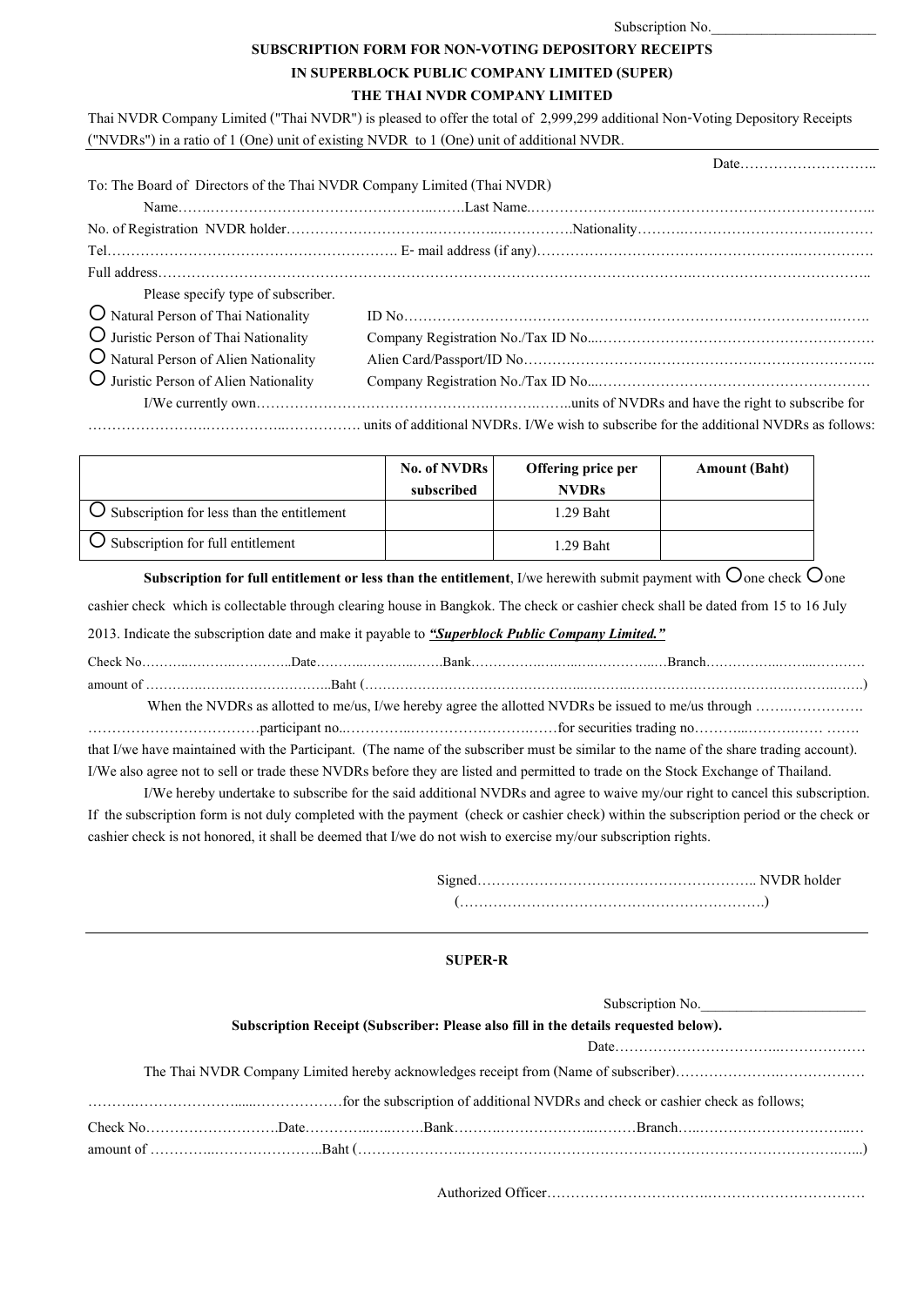Subscription No.\_\_\_\_\_\_\_\_\_\_\_\_\_\_\_\_\_\_\_\_\_\_

**SUBSCRIPTION FORM FOR NON-VOTING DEPOSITORY RECEIPTS**

**IN SUPERBLOCK PUBLIC COMPANY LIMITED (SUPER)**

**THE THAI NVDR COMPANY LIMITED**

Thai NVDR Company Limited ("Thai NVDR") is pleased to offer the total of 2,999,299 additional Non-Voting Depository Receipts ("NVDRs") in a ratio of 1 (One) unit of existing NVDR to 1 (One) unit of additional NVDR.

Date………………………..

To: The Board of Directors of the Thai NVDR Company Limited (Thai NVDR)

Name…….……………………………………..…….Last Name.…………………..…………………………………………..

No. of Registration NVDR holder……………………….………..…………….Nationality……….…………………….………

Tel……………………………………………………. E- mail address (if any)……………………………………………….…………….

Full address……………………………………………………………………………………………….……………………………..

Please specify type of subscriber.

- ○ Natural Person of Thai Nationality ID No………………………………………………………………………………….…….
- ○ Juristic Person of Thai Nationality Company Registration No./Tax ID No...………………………………………………….
- ○ Natural Person of Alien Nationality Alien Card/Passport/ID No……………………………………………………………….
- ○ Juristic Person of Alien Nationality Company Registration No./Tax ID No...…………………………………………………

I/We currently own…………………………………………….…….……..units of NVDRs and have the right to subscribe for ………………….…………..……………. units of additional NVDRs. I/We wish to subscribe for the additional NVDRs as follows:

| | No. of NVDRs subscribed | Offering price per NVDRs | Amount (Baht) |
|---|---|---|---|
| ○ Subscription for less than the entitlement | | 1.29 Baht | |
| ○ Subscription for full entitlement | | 1.29 Baht | |

**Subscription for full entitlement or less than the entitlement**, I/we herewith submit payment with ○one check ○one cashier check which is collectable through clearing house in Bangkok. The check or cashier check shall be dated from 15 to 16 July 2013. Indicate the subscription date and make it payable to ***"Superblock Public Company Limited."***

Check No……….……….…………..Date……….…….……..……Bank………….…….…..……………..…Branch…………….……..…………

amount of ……….……….…………………..Baht (……………………………………….……….………………………………….……….…….)

When the NVDRs as allotted to me/us, I/we hereby agree the allotted NVDRs be issued to me/us through …….……………. ………………………………participant no..………….…………………….……for securities trading no………...……….…… ……. that I/we have maintained with the Participant. (The name of the subscriber must be similar to the name of the share trading account). I/We also agree not to sell or trade these NVDRs before they are listed and permitted to trade on the Stock Exchange of Thailand.

I/We hereby undertake to subscribe for the said additional NVDRs and agree to waive my/our right to cancel this subscription. If the subscription form is not duly completed with the payment (check or cashier check) within the subscription period or the check or cashier check is not honored, it shall be deemed that I/we do not wish to exercise my/our subscription rights.

Signed………………………………………………….. NVDR holder

(……………………………………………………….)

---

**SUPER-R**

Subscription No.\_\_\_\_\_\_\_\_\_\_\_\_\_\_\_\_\_\_\_\_\_\_

**Subscription Receipt (Subscriber: Please also fill in the details requested below).**

Date……………………………..………………

The Thai NVDR Company Limited hereby acknowledges receipt from (Name of subscriber)…………………….……………… ……….…………………......………………for the subscription of additional NVDRs and check or cashier check as follows;

Check No……………………….Date………….…….…….Bank……….……………..………Branch…..…………………………..…

amount of …………..…………………..Baht (…………………..……………………………………………………………….…...)

Authorized Officer…………………………….……………………………